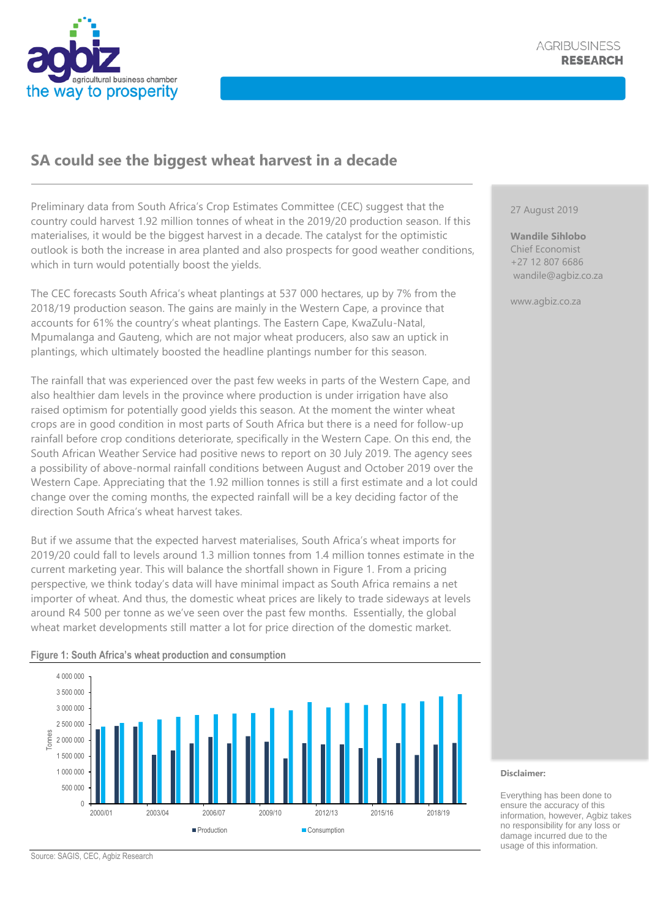AGRIBUSINESS
**RESEARCH**

# SA could see the biggest wheat harvest in a decade

Preliminary data from South Africa's Crop Estimates Committee (CEC) suggest that the country could harvest 1.92 million tonnes of wheat in the 2019/20 production season. If this materialises, it would be the biggest harvest in a decade. The catalyst for the optimistic outlook is both the increase in area planted and also prospects for good weather conditions, which in turn would potentially boost the yields.

The CEC forecasts South Africa's wheat plantings at 537 000 hectares, up by 7% from the 2018/19 production season. The gains are mainly in the Western Cape, a province that accounts for 61% the country's wheat plantings. The Eastern Cape, KwaZulu-Natal, Mpumalanga and Gauteng, which are not major wheat producers, also saw an uptick in plantings, which ultimately boosted the headline plantings number for this season.

The rainfall that was experienced over the past few weeks in parts of the Western Cape, and also healthier dam levels in the province where production is under irrigation have also raised optimism for potentially good yields this season. At the moment the winter wheat crops are in good condition in most parts of South Africa but there is a need for follow-up rainfall before crop conditions deteriorate, specifically in the Western Cape. On this end, the South African Weather Service had positive news to report on 30 July 2019. The agency sees a possibility of above-normal rainfall conditions between August and October 2019 over the Western Cape. Appreciating that the 1.92 million tonnes is still a first estimate and a lot could change over the coming months, the expected rainfall will be a key deciding factor of the direction South Africa's wheat harvest takes.

But if we assume that the expected harvest materialises, South Africa's wheat imports for 2019/20 could fall to levels around 1.3 million tonnes from 1.4 million tonnes estimate in the current marketing year. This will balance the shortfall shown in Figure 1. From a pricing perspective, we think today's data will have minimal impact as South Africa remains a net importer of wheat. And thus, the domestic wheat prices are likely to trade sideways at levels around R4 500 per tonne as we've seen over the past few months. Essentially, the global wheat market developments still matter a lot for price direction of the domestic market.

**Figure 1: South Africa's wheat production and consumption**

Source: SAGIS, CEC, Agbiz Research

27 August 2019

**Wandile Sihlobo**
Chief Economist
+27 12 807 6686
wandile@agbiz.co.za

www.agbiz.co.za

**Disclaimer:**

Everything has been done to ensure the accuracy of this information, however, Agbiz takes no responsibility for any loss or damage incurred due to the usage of this information.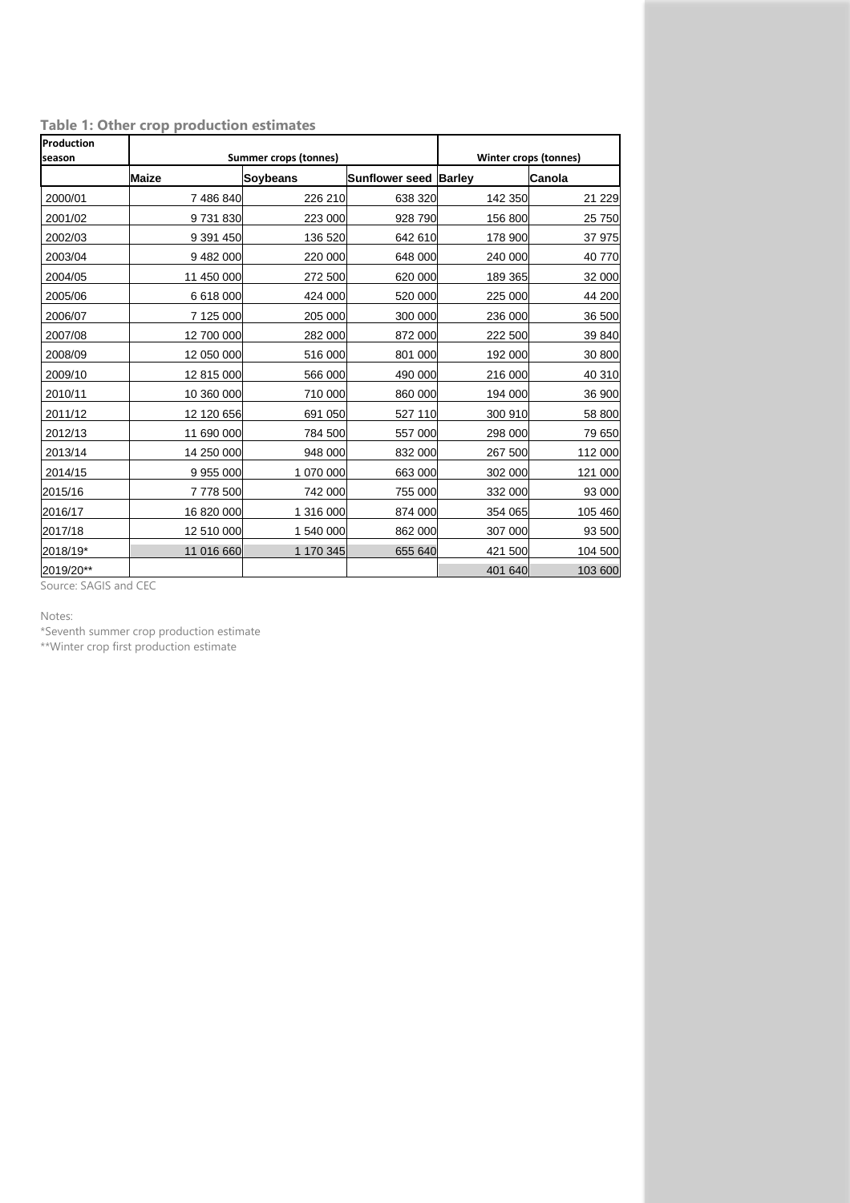**Table 1: Other crop production estimates**

| Production season | Summer crops (tonnes) | | | Winter crops (tonnes) | |
|---|---|---|---|---|---|
| | Maize | Soybeans | Sunflower seed | Barley | Canola |
| 2000/01 | 7 486 840 | 226 210 | 638 320 | 142 350 | 21 229 |
| 2001/02 | 9 731 830 | 223 000 | 928 790 | 156 800 | 25 750 |
| 2002/03 | 9 391 450 | 136 520 | 642 610 | 178 900 | 37 975 |
| 2003/04 | 9 482 000 | 220 000 | 648 000 | 240 000 | 40 770 |
| 2004/05 | 11 450 000 | 272 500 | 620 000 | 189 365 | 32 000 |
| 2005/06 | 6 618 000 | 424 000 | 520 000 | 225 000 | 44 200 |
| 2006/07 | 7 125 000 | 205 000 | 300 000 | 236 000 | 36 500 |
| 2007/08 | 12 700 000 | 282 000 | 872 000 | 222 500 | 39 840 |
| 2008/09 | 12 050 000 | 516 000 | 801 000 | 192 000 | 30 800 |
| 2009/10 | 12 815 000 | 566 000 | 490 000 | 216 000 | 40 310 |
| 2010/11 | 10 360 000 | 710 000 | 860 000 | 194 000 | 36 900 |
| 2011/12 | 12 120 656 | 691 050 | 527 110 | 300 910 | 58 800 |
| 2012/13 | 11 690 000 | 784 500 | 557 000 | 298 000 | 79 650 |
| 2013/14 | 14 250 000 | 948 000 | 832 000 | 267 500 | 112 000 |
| 2014/15 | 9 955 000 | 1 070 000 | 663 000 | 302 000 | 121 000 |
| 2015/16 | 7 778 500 | 742 000 | 755 000 | 332 000 | 93 000 |
| 2016/17 | 16 820 000 | 1 316 000 | 874 000 | 354 065 | 105 460 |
| 2017/18 | 12 510 000 | 1 540 000 | 862 000 | 307 000 | 93 500 |
| 2018/19* | 11 016 660 | 1 170 345 | 655 640 | 421 500 | 104 500 |
| 2019/20** | | | | 401 640 | 103 600 |

Source: SAGIS and CEC

Notes:

*Seventh summer crop production estimate

**Winter crop first production estimate